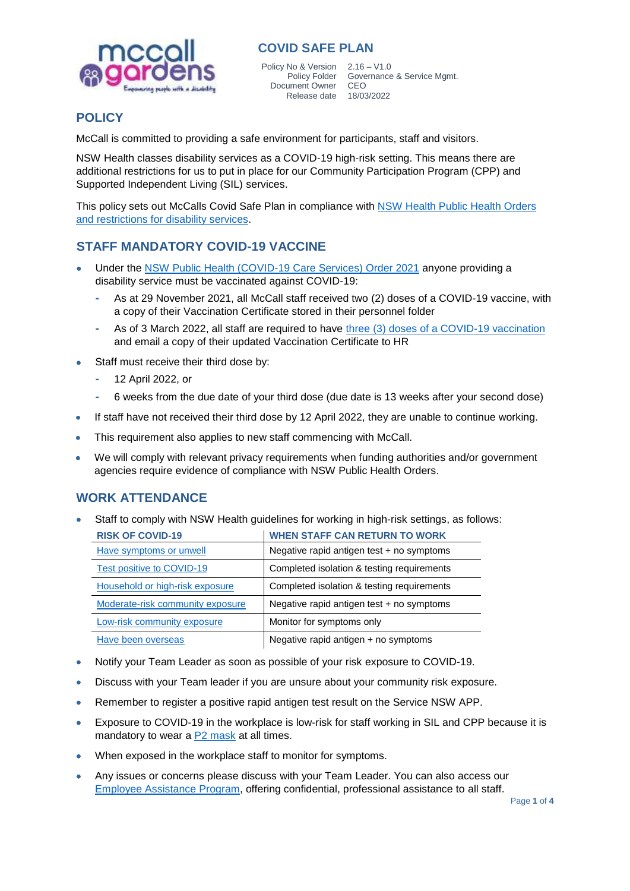# COVID SAFE PLAN

| Policy No & Version | 2.16 – V1.0 |
|---|---|
| Policy Folder | Governance & Service Mgmt. |
| Document Owner | CEO |
| Release date | 18/03/2022 |

## POLICY

McCall is committed to providing a safe environment for participants, staff and visitors.

NSW Health classes disability services as a COVID-19 high-risk setting. This means there are additional restrictions for us to put in place for our Community Participation Program (CPP) and Supported Independent Living (SIL) services.

This policy sets out McCalls Covid Safe Plan in compliance with NSW Health Public Health Orders and restrictions for disability services.

## STAFF MANDATORY COVID-19 VACCINE

- Under the NSW Public Health (COVID-19 Care Services) Order 2021 anyone providing a disability service must be vaccinated against COVID-19:
  - As at 29 November 2021, all McCall staff received two (2) doses of a COVID-19 vaccine, with a copy of their Vaccination Certificate stored in their personnel folder
  - As of 3 March 2022, all staff are required to have three (3) doses of a COVID-19 vaccination and email a copy of their updated Vaccination Certificate to HR
- Staff must receive their third dose by:
  - 12 April 2022, or
  - 6 weeks from the due date of your third dose (due date is 13 weeks after your second dose)
- If staff have not received their third dose by 12 April 2022, they are unable to continue working.
- This requirement also applies to new staff commencing with McCall.
- We will comply with relevant privacy requirements when funding authorities and/or government agencies require evidence of compliance with NSW Public Health Orders.

## WORK ATTENDANCE

- Staff to comply with NSW Health guidelines for working in high-risk settings, as follows:

| RISK OF COVID-19 | WHEN STAFF CAN RETURN TO WORK |
|---|---|
| Have symptoms or unwell | Negative rapid antigen test + no symptoms |
| Test positive to COVID-19 | Completed isolation & testing requirements |
| Household or high-risk exposure | Completed isolation & testing requirements |
| Moderate-risk community exposure | Negative rapid antigen test + no symptoms |
| Low-risk community exposure | Monitor for symptoms only |
| Have been overseas | Negative rapid antigen + no symptoms |

- Notify your Team Leader as soon as possible of your risk exposure to COVID-19.
- Discuss with your Team leader if you are unsure about your community risk exposure.
- Remember to register a positive rapid antigen test result on the Service NSW APP.
- Exposure to COVID-19 in the workplace is low-risk for staff working in SIL and CPP because it is mandatory to wear a P2 mask at all times.
- When exposed in the workplace staff to monitor for symptoms.
- Any issues or concerns please discuss with your Team Leader. You can also access our Employee Assistance Program, offering confidential, professional assistance to all staff.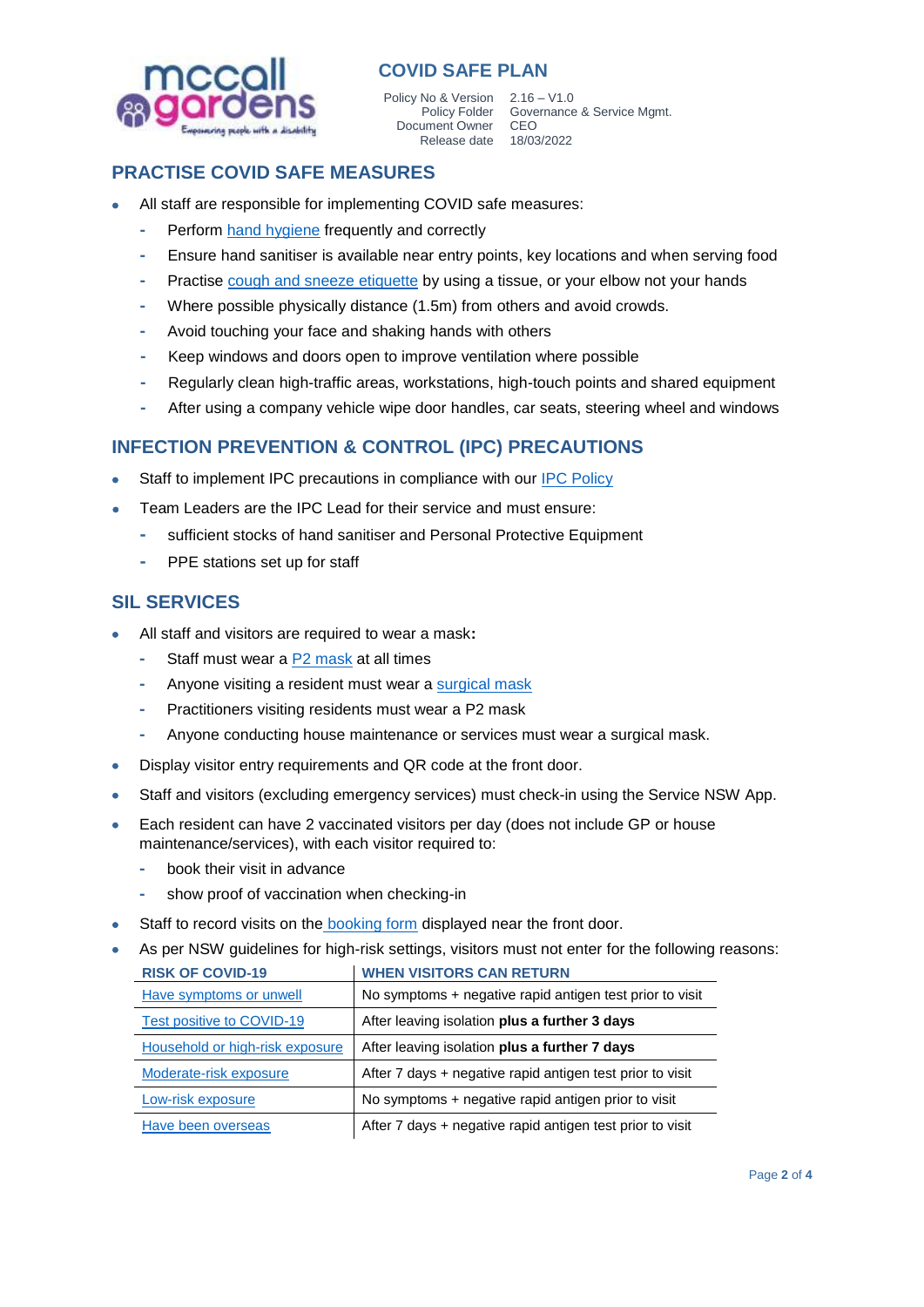# COVID SAFE PLAN

| | |
|---|---|
| Policy No & Version | 2.16 – V1.0 |
| Policy Folder | Governance & Service Mgmt. |
| Document Owner | CEO |
| Release date | 18/03/2022 |

## PRACTISE COVID SAFE MEASURES

- All staff are responsible for implementing COVID safe measures:
  - Perform hand hygiene frequently and correctly
  - Ensure hand sanitiser is available near entry points, key locations and when serving food
  - Practise cough and sneeze etiquette by using a tissue, or your elbow not your hands
  - Where possible physically distance (1.5m) from others and avoid crowds.
  - Avoid touching your face and shaking hands with others
  - Keep windows and doors open to improve ventilation where possible
  - Regularly clean high-traffic areas, workstations, high-touch points and shared equipment
  - After using a company vehicle wipe door handles, car seats, steering wheel and windows

## INFECTION PREVENTION & CONTROL (IPC) PRECAUTIONS

- Staff to implement IPC precautions in compliance with our IPC Policy
- Team Leaders are the IPC Lead for their service and must ensure:
  - sufficient stocks of hand sanitiser and Personal Protective Equipment
  - PPE stations set up for staff

## SIL SERVICES

- All staff and visitors are required to wear a mask**:**
  - Staff must wear a P2 mask at all times
  - Anyone visiting a resident must wear a surgical mask
  - Practitioners visiting residents must wear a P2 mask
  - Anyone conducting house maintenance or services must wear a surgical mask.
- Display visitor entry requirements and QR code at the front door.
- Staff and visitors (excluding emergency services) must check-in using the Service NSW App.
- Each resident can have 2 vaccinated visitors per day (does not include GP or house maintenance/services), with each visitor required to:
  - book their visit in advance
  - show proof of vaccination when checking-in
- Staff to record visits on the booking form displayed near the front door.
- As per NSW guidelines for high-risk settings, visitors must not enter for the following reasons:

| RISK OF COVID-19 | WHEN VISITORS CAN RETURN |
|---|---|
| Have symptoms or unwell | No symptoms + negative rapid antigen test prior to visit |
| Test positive to COVID-19 | After leaving isolation **plus a further 3 days** |
| Household or high-risk exposure | After leaving isolation **plus a further 7 days** |
| Moderate-risk exposure | After 7 days + negative rapid antigen test prior to visit |
| Low-risk exposure | No symptoms + negative rapid antigen prior to visit |
| Have been overseas | After 7 days + negative rapid antigen test prior to visit |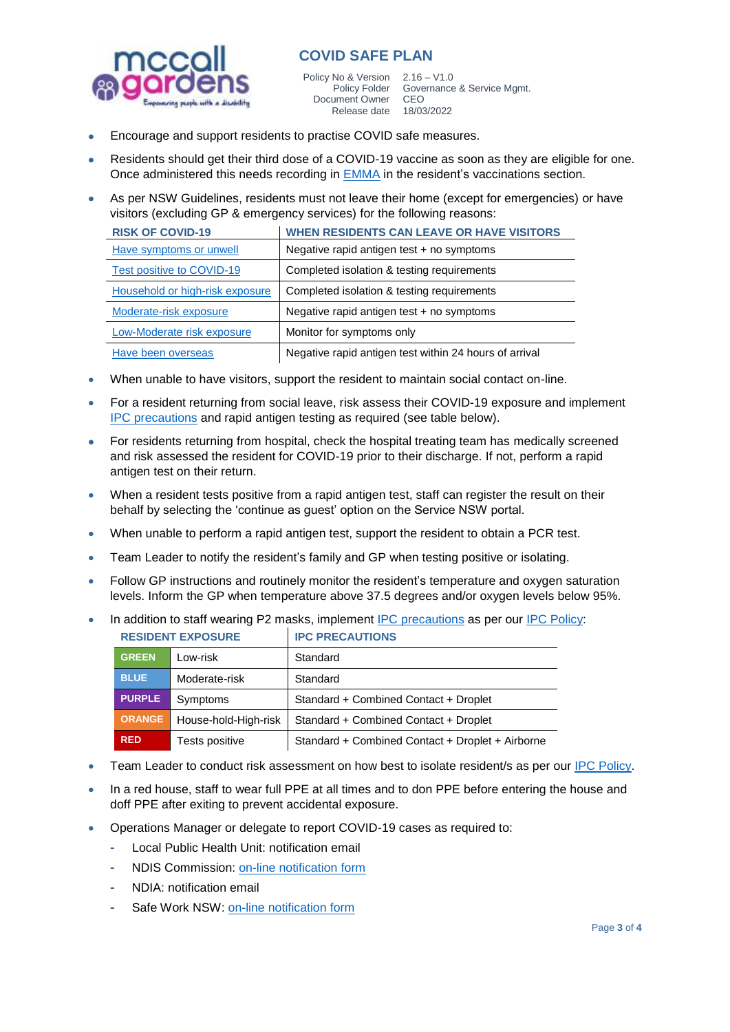- Encourage and support residents to practise COVID safe measures.
- Residents should get their third dose of a COVID-19 vaccine as soon as they are eligible for one. Once administered this needs recording in EMMA in the resident's vaccinations section.
- As per NSW Guidelines, residents must not leave their home (except for emergencies) or have visitors (excluding GP & emergency services) for the following reasons:

| RISK OF COVID-19 | WHEN RESIDENTS CAN LEAVE OR HAVE VISITORS |
|---|---|
| Have symptoms or unwell | Negative rapid antigen test + no symptoms |
| Test positive to COVID-19 | Completed isolation & testing requirements |
| Household or high-risk exposure | Completed isolation & testing requirements |
| Moderate-risk exposure | Negative rapid antigen test + no symptoms |
| Low-Moderate risk exposure | Monitor for symptoms only |
| Have been overseas | Negative rapid antigen test within 24 hours of arrival |

- When unable to have visitors, support the resident to maintain social contact on-line.
- For a resident returning from social leave, risk assess their COVID-19 exposure and implement IPC precautions and rapid antigen testing as required (see table below).
- For residents returning from hospital, check the hospital treating team has medically screened and risk assessed the resident for COVID-19 prior to their discharge. If not, perform a rapid antigen test on their return.
- When a resident tests positive from a rapid antigen test, staff can register the result on their behalf by selecting the 'continue as guest' option on the Service NSW portal.
- When unable to perform a rapid antigen test, support the resident to obtain a PCR test.
- Team Leader to notify the resident's family and GP when testing positive or isolating.
- Follow GP instructions and routinely monitor the resident's temperature and oxygen saturation levels. Inform the GP when temperature above 37.5 degrees and/or oxygen levels below 95%.
- In addition to staff wearing P2 masks, implement IPC precautions as per our IPC Policy:

| RESIDENT EXPOSURE | | IPC PRECAUTIONS |
|---|---|---|
| GREEN | Low-risk | Standard |
| BLUE | Moderate-risk | Standard |
| PURPLE | Symptoms | Standard + Combined Contact + Droplet |
| ORANGE | House-hold-High-risk | Standard + Combined Contact + Droplet |
| RED | Tests positive | Standard + Combined Contact + Droplet + Airborne |

- Team Leader to conduct risk assessment on how best to isolate resident/s as per our IPC Policy.
- In a red house, staff to wear full PPE at all times and to don PPE before entering the house and doff PPE after exiting to prevent accidental exposure.
- Operations Manager or delegate to report COVID-19 cases as required to:
  - Local Public Health Unit: notification email
  - NDIS Commission: on-line notification form
  - NDIA: notification email
  - Safe Work NSW: on-line notification form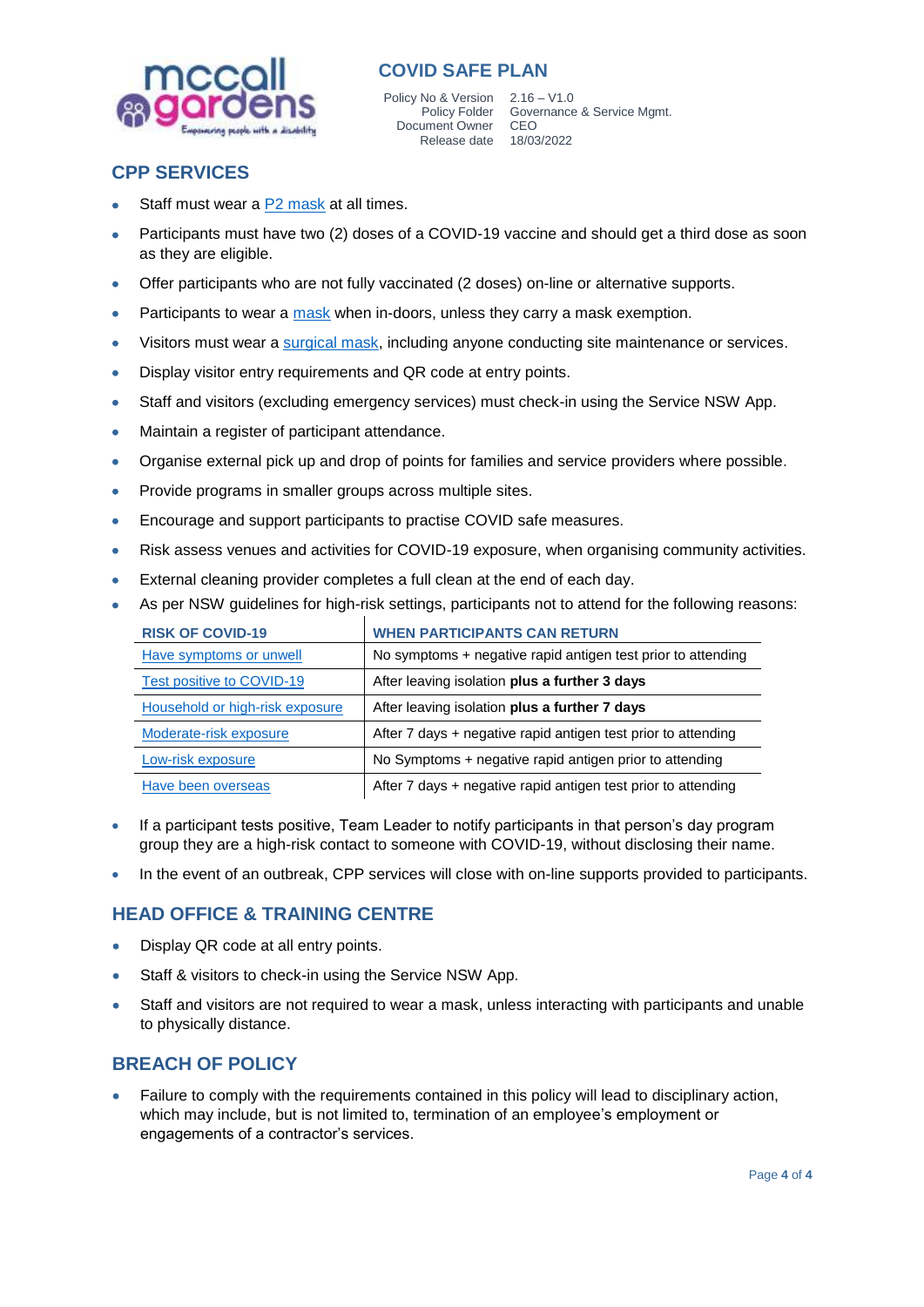## CPP SERVICES

- Staff must wear a P2 mask at all times.
- Participants must have two (2) doses of a COVID-19 vaccine and should get a third dose as soon as they are eligible.
- Offer participants who are not fully vaccinated (2 doses) on-line or alternative supports.
- Participants to wear a mask when in-doors, unless they carry a mask exemption.
- Visitors must wear a surgical mask, including anyone conducting site maintenance or services.
- Display visitor entry requirements and QR code at entry points.
- Staff and visitors (excluding emergency services) must check-in using the Service NSW App.
- Maintain a register of participant attendance.
- Organise external pick up and drop of points for families and service providers where possible.
- Provide programs in smaller groups across multiple sites.
- Encourage and support participants to practise COVID safe measures.
- Risk assess venues and activities for COVID-19 exposure, when organising community activities.
- External cleaning provider completes a full clean at the end of each day.
- As per NSW guidelines for high-risk settings, participants not to attend for the following reasons:

| RISK OF COVID-19 | WHEN PARTICIPANTS CAN RETURN |
| --- | --- |
| Have symptoms or unwell | No symptoms + negative rapid antigen test prior to attending |
| Test positive to COVID-19 | After leaving isolation **plus a further 3 days** |
| Household or high-risk exposure | After leaving isolation **plus a further 7 days** |
| Moderate-risk exposure | After 7 days + negative rapid antigen test prior to attending |
| Low-risk exposure | No Symptoms + negative rapid antigen prior to attending |
| Have been overseas | After 7 days + negative rapid antigen test prior to attending |

- If a participant tests positive, Team Leader to notify participants in that person's day program group they are a high-risk contact to someone with COVID-19, without disclosing their name.
- In the event of an outbreak, CPP services will close with on-line supports provided to participants.

## HEAD OFFICE & TRAINING CENTRE

- Display QR code at all entry points.
- Staff & visitors to check-in using the Service NSW App.
- Staff and visitors are not required to wear a mask, unless interacting with participants and unable to physically distance.

## BREACH OF POLICY

- Failure to comply with the requirements contained in this policy will lead to disciplinary action, which may include, but is not limited to, termination of an employee's employment or engagements of a contractor's services.